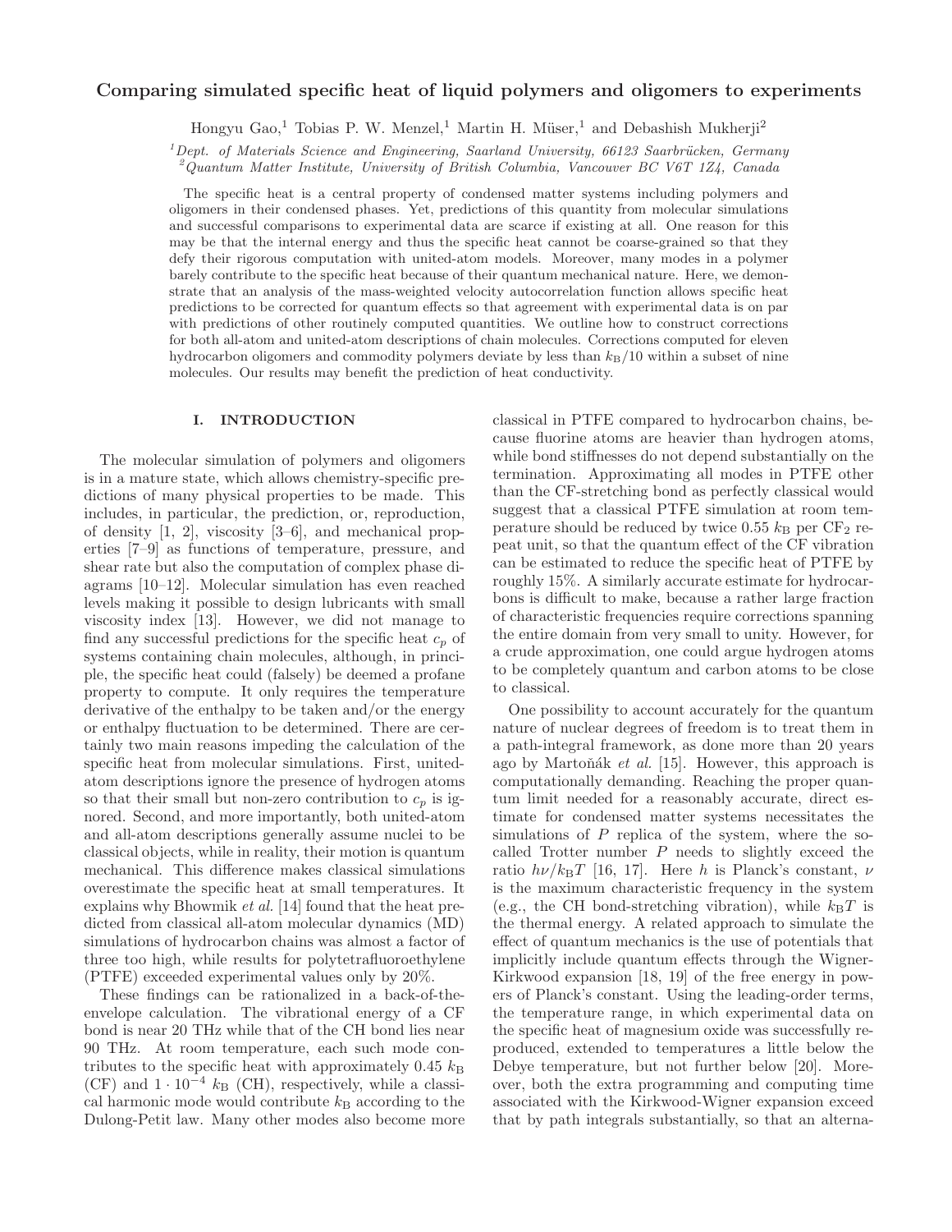# Comparing simulated specific heat of liquid polymers and oligomers to experiments

Hongyu Gao,[1] Tobias P. W. Menzel,[1] Martin H. Müser,[1] and Debashish Mukherji[2]

[1]Dept. of Materials Science and Engineering, Saarland University, 66123 Saarbrücken, Germany
[2]Quantum Matter Institute, University of British Columbia, Vancouver BC V6T 1Z4, Canada

The specific heat is a central property of condensed matter systems including polymers and oligomers in their condensed phases. Yet, predictions of this quantity from molecular simulations and successful comparisons to experimental data are scarce if existing at all. One reason for this may be that the internal energy and thus the specific heat cannot be coarse-grained so that they defy their rigorous computation with united-atom models. Moreover, many modes in a polymer barely contribute to the specific heat because of their quantum mechanical nature. Here, we demonstrate that an analysis of the mass-weighted velocity autocorrelation function allows specific heat predictions to be corrected for quantum effects so that agreement with experimental data is on par with predictions of other routinely computed quantities. We outline how to construct corrections for both all-atom and united-atom descriptions of chain molecules. Corrections computed for eleven hydrocarbon oligomers and commodity polymers deviate by less than $k_\mathrm{B}/10$ within a subset of nine molecules. Our results may benefit the prediction of heat conductivity.

## I. INTRODUCTION

The molecular simulation of polymers and oligomers is in a mature state, which allows chemistry-specific predictions of many physical properties to be made. This includes, in particular, the prediction, or, reproduction, of density [1, 2], viscosity [3–6], and mechanical properties [7–9] as functions of temperature, pressure, and shear rate but also the computation of complex phase diagrams [10–12]. Molecular simulation has even reached levels making it possible to design lubricants with small viscosity index [13]. However, we did not manage to find any successful predictions for the specific heat $c_p$ of systems containing chain molecules, although, in principle, the specific heat could (falsely) be deemed a profane property to compute. It only requires the temperature derivative of the enthalpy to be taken and/or the energy or enthalpy fluctuation to be determined. There are certainly two main reasons impeding the calculation of the specific heat from molecular simulations. First, united-atom descriptions ignore the presence of hydrogen atoms so that their small but non-zero contribution to $c_p$ is ignored. Second, and more importantly, both united-atom and all-atom descriptions generally assume nuclei to be classical objects, while in reality, their motion is quantum mechanical. This difference makes classical simulations overestimate the specific heat at small temperatures. It explains why Bhowmik *et al.* [14] found that the heat predicted from classical all-atom molecular dynamics (MD) simulations of hydrocarbon chains was almost a factor of three too high, while results for polytetrafluoroethylene (PTFE) exceeded experimental values only by 20%.

These findings can be rationalized in a back-of-the-envelope calculation. The vibrational energy of a CF bond is near 20 THz while that of the CH bond lies near 90 THz. At room temperature, each such mode contributes to the specific heat with approximately 0.45 $k_\mathrm{B}$ (CF) and $1 \cdot 10^{-4}$ $k_\mathrm{B}$ (CH), respectively, while a classical harmonic mode would contribute $k_\mathrm{B}$ according to the Dulong-Petit law. Many other modes also become more classical in PTFE compared to hydrocarbon chains, because fluorine atoms are heavier than hydrogen atoms, while bond stiffnesses do not depend substantially on the termination. Approximating all modes in PTFE other than the CF-stretching bond as perfectly classical would suggest that a classical PTFE simulation at room temperature should be reduced by twice 0.55 $k_\mathrm{B}$ per $\mathrm{CF_2}$ repeat unit, so that the quantum effect of the CF vibration can be estimated to reduce the specific heat of PTFE by roughly 15%. A similarly accurate estimate for hydrocarbons is difficult to make, because a rather large fraction of characteristic frequencies require corrections spanning the entire domain from very small to unity. However, for a crude approximation, one could argue hydrogen atoms to be completely quantum and carbon atoms to be close to classical.

One possibility to account accurately for the quantum nature of nuclear degrees of freedom is to treat them in a path-integral framework, as done more than 20 years ago by Martoňák *et al.* [15]. However, this approach is computationally demanding. Reaching the proper quantum limit needed for a reasonably accurate, direct estimate for condensed matter systems necessitates the simulations of $P$ replica of the system, where the so-called Trotter number $P$ needs to slightly exceed the ratio $h\nu/k_\mathrm{B}T$ [16, 17]. Here $h$ is Planck's constant, $\nu$ is the maximum characteristic frequency in the system (e.g., the CH bond-stretching vibration), while $k_\mathrm{B}T$ is the thermal energy. A related approach to simulate the effect of quantum mechanics is the use of potentials that implicitly include quantum effects through the Wigner-Kirkwood expansion [18, 19] of the free energy in powers of Planck's constant. Using the leading-order terms, the temperature range, in which experimental data on the specific heat of magnesium oxide was successfully reproduced, extended to temperatures a little below the Debye temperature, but not further below [20]. Moreover, both the extra programming and computing time associated with the Kirkwood-Wigner expansion exceed that by path integrals substantially, so that an alterna-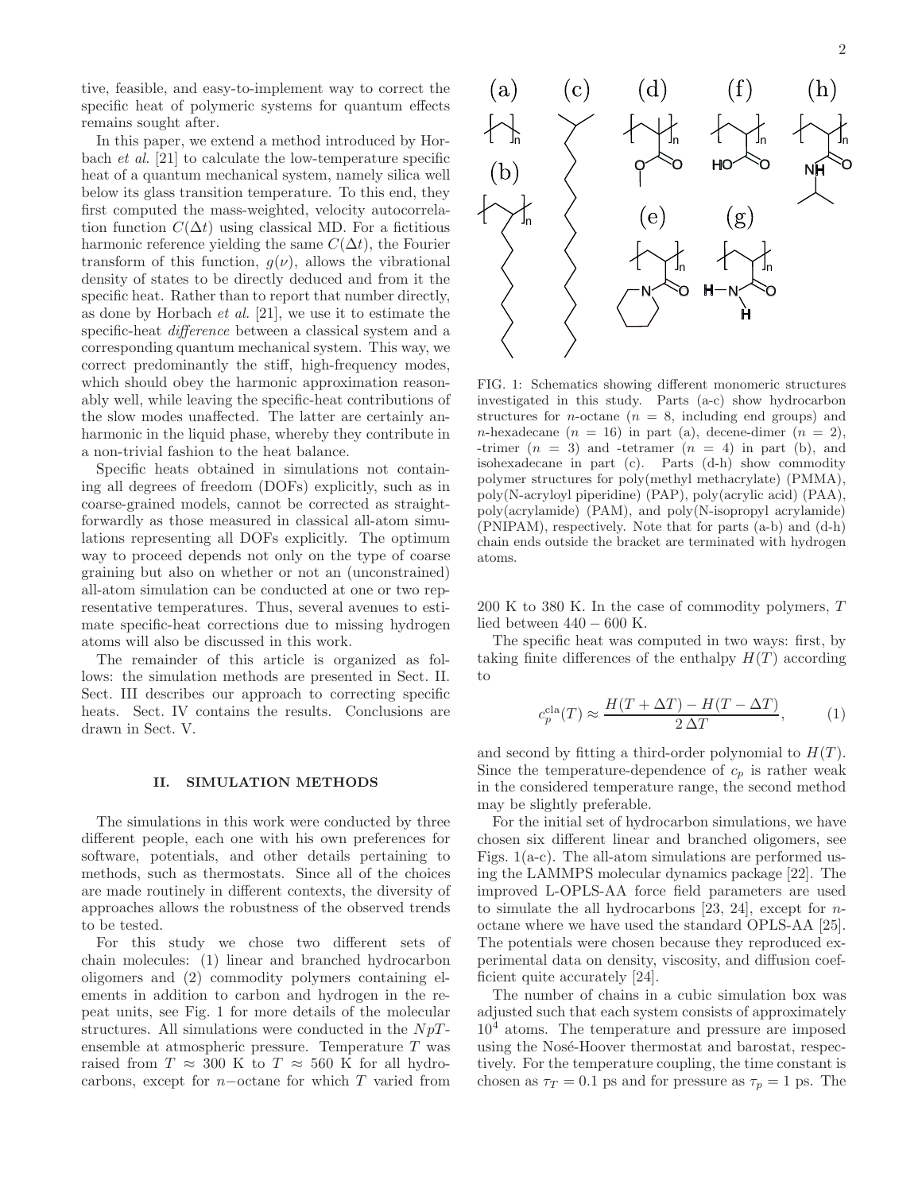tive, feasible, and easy-to-implement way to correct the specific heat of polymeric systems for quantum effects remains sought after.

In this paper, we extend a method introduced by Horbach *et al.* [21] to calculate the low-temperature specific heat of a quantum mechanical system, namely silica well below its glass transition temperature. To this end, they first computed the mass-weighted, velocity autocorrelation function $C(\Delta t)$ using classical MD. For a fictitious harmonic reference yielding the same $C(\Delta t)$, the Fourier transform of this function, $g(\nu)$, allows the vibrational density of states to be directly deduced and from it the specific heat. Rather than to report that number directly, as done by Horbach *et al.* [21], we use it to estimate the specific-heat *difference* between a classical system and a corresponding quantum mechanical system. This way, we correct predominantly the stiff, high-frequency modes, which should obey the harmonic approximation reasonably well, while leaving the specific-heat contributions of the slow modes unaffected. The latter are certainly anharmonic in the liquid phase, whereby they contribute in a non-trivial fashion to the heat balance.

Specific heats obtained in simulations not containing all degrees of freedom (DOFs) explicitly, such as in coarse-grained models, cannot be corrected as straightforwardly as those measured in classical all-atom simulations representing all DOFs explicitly. The optimum way to proceed depends not only on the type of coarse graining but also on whether or not an (unconstrained) all-atom simulation can be conducted at one or two representative temperatures. Thus, several avenues to estimate specific-heat corrections due to missing hydrogen atoms will also be discussed in this work.

The remainder of this article is organized as follows: the simulation methods are presented in Sect. II. Sect. III describes our approach to correcting specific heats. Sect. IV contains the results. Conclusions are drawn in Sect. V.

## II. SIMULATION METHODS

The simulations in this work were conducted by three different people, each one with his own preferences for software, potentials, and other details pertaining to methods, such as thermostats. Since all of the choices are made routinely in different contexts, the diversity of approaches allows the robustness of the observed trends to be tested.

For this study we chose two different sets of chain molecules: (1) linear and branched hydrocarbon oligomers and (2) commodity polymers containing elements in addition to carbon and hydrogen in the repeat units, see Fig. 1 for more details of the molecular structures. All simulations were conducted in the $NpT$-ensemble at atmospheric pressure. Temperature $T$ was raised from $T \approx 300$ K to $T \approx 560$ K for all hydrocarbons, except for $n-$octane for which $T$ varied from 200 K to 380 K. In the case of commodity polymers, $T$ lied between $440 - 600$ K.

FIG. 1: Schematics showing different monomeric structures investigated in this study. Parts (a-c) show hydrocarbon structures for $n$-octane ($n = 8$, including end groups) and $n$-hexadecane ($n = 16$) in part (a), decene-dimer ($n = 2$), -trimer ($n = 3$) and -tetramer ($n = 4$) in part (b), and isohexadecane in part (c). Parts (d-h) show commodity polymer structures for poly(methyl methacrylate) (PMMA), poly(N-acryloyl piperidine) (PAP), poly(acrylic acid) (PAA), poly(acrylamide) (PAM), and poly(N-isopropyl acrylamide) (PNIPAM), respectively. Note that for parts (a-b) and (d-h) chain ends outside the bracket are terminated with hydrogen atoms.

The specific heat was computed in two ways: first, by taking finite differences of the enthalpy $H(T)$ according to

$$c_p^{\text{cla}}(T) \approx \frac{H(T + \Delta T) - H(T - \Delta T)}{2\,\Delta T}, \tag{1}$$

and second by fitting a third-order polynomial to $H(T)$. Since the temperature-dependence of $c_p$ is rather weak in the considered temperature range, the second method may be slightly preferable.

For the initial set of hydrocarbon simulations, we have chosen six different linear and branched oligomers, see Figs. 1(a-c). The all-atom simulations are performed using the LAMMPS molecular dynamics package [22]. The improved L-OPLS-AA force field parameters are used to simulate the all hydrocarbons [23, 24], except for $n$-octane where we have used the standard OPLS-AA [25]. The potentials were chosen because they reproduced experimental data on density, viscosity, and diffusion coefficient quite accurately [24].

The number of chains in a cubic simulation box was adjusted such that each system consists of approximately $10^4$ atoms. The temperature and pressure are imposed using the Nosé-Hoover thermostat and barostat, respectively. For the temperature coupling, the time constant is chosen as $\tau_T = 0.1$ ps and for pressure as $\tau_p = 1$ ps. The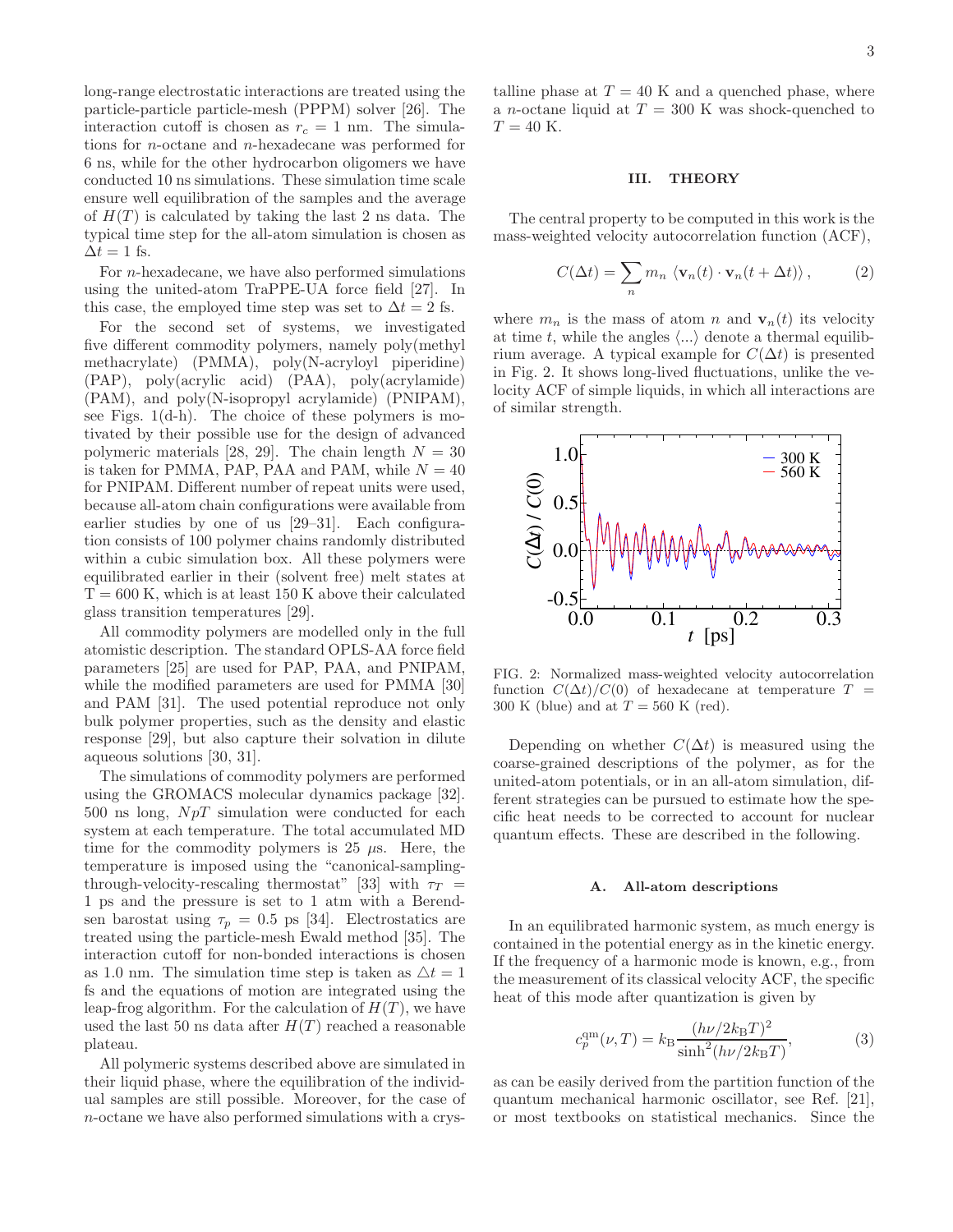long-range electrostatic interactions are treated using the particle-particle particle-mesh (PPPM) solver [26]. The interaction cutoff is chosen as $r_c = 1$ nm. The simulations for $n$-octane and $n$-hexadecane was performed for 6 ns, while for the other hydrocarbon oligomers we have conducted 10 ns simulations. These simulation time scale ensure well equilibration of the samples and the average of $H(T)$ is calculated by taking the last 2 ns data. The typical time step for the all-atom simulation is chosen as $\Delta t = 1$ fs.

For $n$-hexadecane, we have also performed simulations using the united-atom TraPPE-UA force field [27]. In this case, the employed time step was set to $\Delta t = 2$ fs.

For the second set of systems, we investigated five different commodity polymers, namely poly(methyl methacrylate) (PMMA), poly(N-acryloyl piperidine) (PAP), poly(acrylic acid) (PAA), poly(acrylamide) (PAM), and poly(N-isopropyl acrylamide) (PNIPAM), see Figs. 1(d-h). The choice of these polymers is motivated by their possible use for the design of advanced polymeric materials [28, 29]. The chain length $N = 30$ is taken for PMMA, PAP, PAA and PAM, while $N = 40$ for PNIPAM. Different number of repeat units were used, because all-atom chain configurations were available from earlier studies by one of us [29–31]. Each configuration consists of 100 polymer chains randomly distributed within a cubic simulation box. All these polymers were equilibrated earlier in their (solvent free) melt states at T = 600 K, which is at least 150 K above their calculated glass transition temperatures [29].

All commodity polymers are modelled only in the full atomistic description. The standard OPLS-AA force field parameters [25] are used for PAP, PAA, and PNIPAM, while the modified parameters are used for PMMA [30] and PAM [31]. The used potential reproduce not only bulk polymer properties, such as the density and elastic response [29], but also capture their solvation in dilute aqueous solutions [30, 31].

The simulations of commodity polymers are performed using the GROMACS molecular dynamics package [32]. 500 ns long, $NpT$ simulation were conducted for each system at each temperature. The total accumulated MD time for the commodity polymers is 25 $\mu$s. Here, the temperature is imposed using the "canonical-sampling-through-velocity-rescaling thermostat" [33] with $\tau_T = 1$ ps and the pressure is set to 1 atm with a Berendsen barostat using $\tau_p = 0.5$ ps [34]. Electrostatics are treated using the particle-mesh Ewald method [35]. The interaction cutoff for non-bonded interactions is chosen as 1.0 nm. The simulation time step is taken as $\triangle t = 1$ fs and the equations of motion are integrated using the leap-frog algorithm. For the calculation of $H(T)$, we have used the last 50 ns data after $H(T)$ reached a reasonable plateau.

All polymeric systems described above are simulated in their liquid phase, where the equilibration of the individual samples are still possible. Moreover, for the case of $n$-octane we have also performed simulations with a crystalline phase at $T = 40$ K and a quenched phase, where a $n$-octane liquid at $T = 300$ K was shock-quenched to $T = 40$ K.

## III. THEORY

The central property to be computed in this work is the mass-weighted velocity autocorrelation function (ACF),

$$C(\Delta t) = \sum_n m_n \langle \mathbf{v}_n(t) \cdot \mathbf{v}_n(t + \Delta t) \rangle, \tag{2}$$

where $m_n$ is the mass of atom $n$ and $\mathbf{v}_n(t)$ its velocity at time $t$, while the angles $\langle ... \rangle$ denote a thermal equilibrium average. A typical example for $C(\Delta t)$ is presented in Fig. 2. It shows long-lived fluctuations, unlike the velocity ACF of simple liquids, in which all interactions are of similar strength.

FIG. 2: Normalized mass-weighted velocity autocorrelation function $C(\Delta t)/C(0)$ of hexadecane at temperature $T = 300$ K (blue) and at $T = 560$ K (red).

Depending on whether $C(\Delta t)$ is measured using the coarse-grained descriptions of the polymer, as for the united-atom potentials, or in an all-atom simulation, different strategies can be pursued to estimate how the specific heat needs to be corrected to account for nuclear quantum effects. These are described in the following.

### A. All-atom descriptions

In an equilibrated harmonic system, as much energy is contained in the potential energy as in the kinetic energy. If the frequency of a harmonic mode is known, e.g., from the measurement of its classical velocity ACF, the specific heat of this mode after quantization is given by

$$c_p^{\rm qm}(\nu, T) = k_{\rm B} \frac{(h\nu/2k_{\rm B}T)^2}{\sinh^2(h\nu/2k_{\rm B}T)}, \tag{3}$$

as can be easily derived from the partition function of the quantum mechanical harmonic oscillator, see Ref. [21], or most textbooks on statistical mechanics. Since the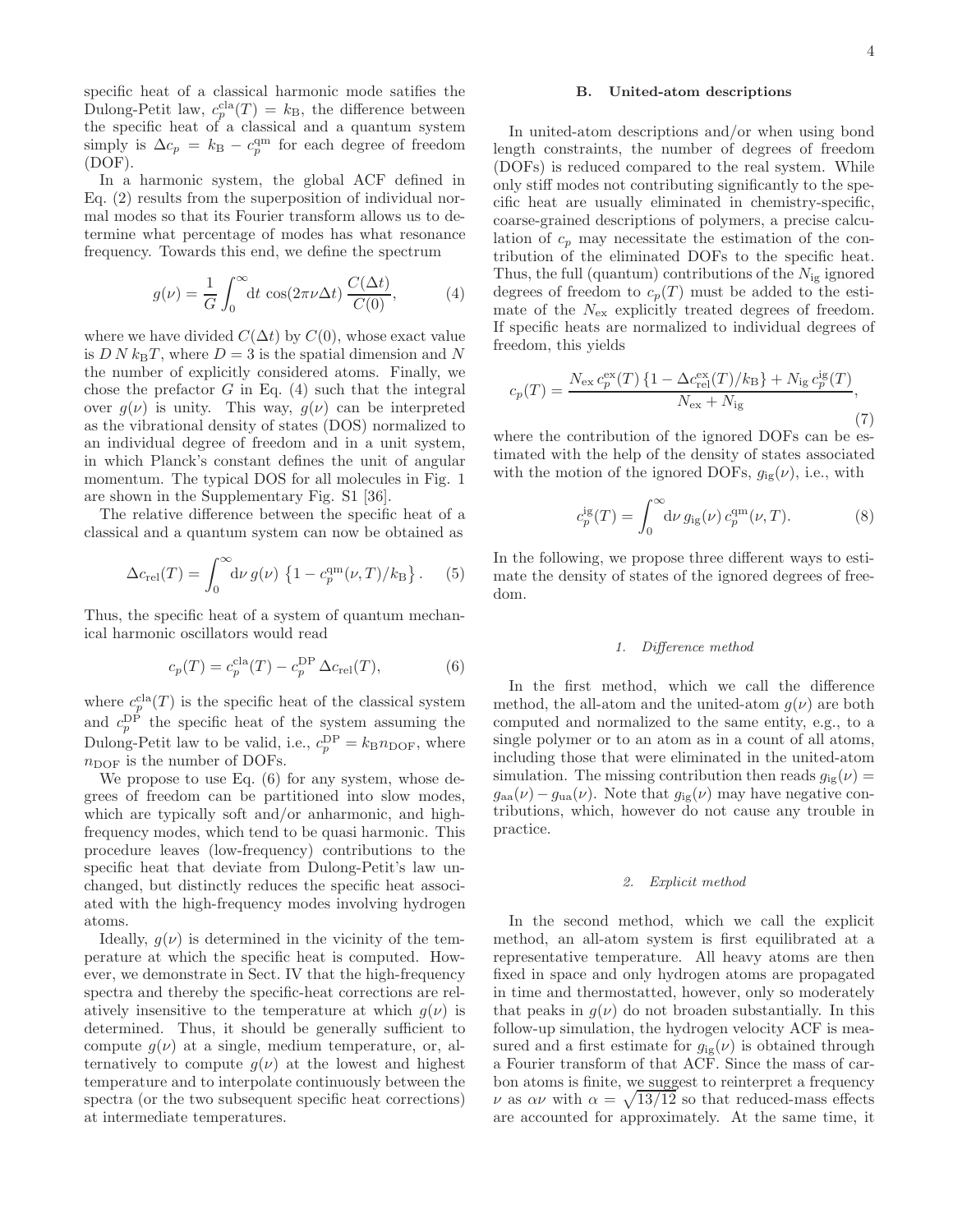specific heat of a classical harmonic mode satifies the Dulong-Petit law, $c_p^{\rm cla}(T) = k_{\rm B}$, the difference between the specific heat of a classical and a quantum system simply is $\Delta c_p = k_{\rm B} - c_p^{\rm qm}$ for each degree of freedom (DOF).

In a harmonic system, the global ACF defined in Eq. (2) results from the superposition of individual normal modes so that its Fourier transform allows us to determine what percentage of modes has what resonance frequency. Towards this end, we define the spectrum

$$g(\nu) = \frac{1}{G} \int_0^\infty \mathrm{d}t \, \cos(2\pi\nu\Delta t) \, \frac{C(\Delta t)}{C(0)}, \tag{4}$$

where we have divided $C(\Delta t)$ by $C(0)$, whose exact value is $D\,N\,k_{\rm B}T$, where $D = 3$ is the spatial dimension and $N$ the number of explicitly considered atoms. Finally, we chose the prefactor $G$ in Eq. (4) such that the integral over $g(\nu)$ is unity. This way, $g(\nu)$ can be interpreted as the vibrational density of states (DOS) normalized to an individual degree of freedom and in a unit system, in which Planck's constant defines the unit of angular momentum. The typical DOS for all molecules in Fig. 1 are shown in the Supplementary Fig. S1 [36].

The relative difference between the specific heat of a classical and a quantum system can now be obtained as

$$\Delta c_{\rm rel}(T) = \int_0^\infty \mathrm{d}\nu \, g(\nu) \, \left\{1 - c_p^{\rm qm}(\nu, T)/k_{\rm B}\right\}. \tag{5}$$

Thus, the specific heat of a system of quantum mechanical harmonic oscillators would read

$$c_p(T) = c_p^{\rm cla}(T) - c_p^{\rm DP} \, \Delta c_{\rm rel}(T), \tag{6}$$

where $c_p^{\rm cla}(T)$ is the specific heat of the classical system and $c_p^{\rm DP}$ the specific heat of the system assuming the Dulong-Petit law to be valid, i.e., $c_p^{\rm DP} = k_{\rm B} n_{\rm DOF}$, where $n_{\rm DOF}$ is the number of DOFs.

We propose to use Eq. (6) for any system, whose degrees of freedom can be partitioned into slow modes, which are typically soft and/or anharmonic, and high-frequency modes, which tend to be quasi harmonic. This procedure leaves (low-frequency) contributions to the specific heat that deviate from Dulong-Petit's law unchanged, but distinctly reduces the specific heat associated with the high-frequency modes involving hydrogen atoms.

Ideally, $g(\nu)$ is determined in the vicinity of the temperature at which the specific heat is computed. However, we demonstrate in Sect. IV that the high-frequency spectra and thereby the specific-heat corrections are relatively insensitive to the temperature at which $g(\nu)$ is determined. Thus, it should be generally sufficient to compute $g(\nu)$ at a single, medium temperature, or, alternatively to compute $g(\nu)$ at the lowest and highest temperature and to interpolate continuously between the spectra (or the two subsequent specific heat corrections) at intermediate temperatures.

### B. United-atom descriptions

In united-atom descriptions and/or when using bond length constraints, the number of degrees of freedom (DOFs) is reduced compared to the real system. While only stiff modes not contributing significantly to the specific heat are usually eliminated in chemistry-specific, coarse-grained descriptions of polymers, a precise calculation of $c_p$ may necessitate the estimation of the contribution of the eliminated DOFs to the specific heat. Thus, the full (quantum) contributions of the $N_{\rm ig}$ ignored degrees of freedom to $c_p(T)$ must be added to the estimate of the $N_{\rm ex}$ explicitly treated degrees of freedom. If specific heats are normalized to individual degrees of freedom, this yields

$$c_p(T) = \frac{N_{\rm ex}\, c_p^{\rm ex}(T) \left\{1 - \Delta c_{\rm rel}^{\rm ex}(T)/k_{\rm B}\right\} + N_{\rm ig}\, c_p^{\rm ig}(T)}{N_{\rm ex} + N_{\rm ig}}, \tag{7}$$

where the contribution of the ignored DOFs can be estimated with the help of the density of states associated with the motion of the ignored DOFs, $g_{\rm ig}(\nu)$, i.e., with

$$c_p^{\rm ig}(T) = \int_0^\infty \mathrm{d}\nu \, g_{\rm ig}(\nu) \, c_p^{\rm qm}(\nu, T). \tag{8}$$

In the following, we propose three different ways to estimate the density of states of the ignored degrees of freedom.

#### *1. Difference method*

In the first method, which we call the difference method, the all-atom and the united-atom $g(\nu)$ are both computed and normalized to the same entity, e.g., to a single polymer or to an atom as in a count of all atoms, including those that were eliminated in the united-atom simulation. The missing contribution then reads $g_{\rm ig}(\nu) = g_{\rm aa}(\nu) - g_{\rm ua}(\nu)$. Note that $g_{\rm ig}(\nu)$ may have negative contributions, which, however do not cause any trouble in practice.

#### *2. Explicit method*

In the second method, which we call the explicit method, an all-atom system is first equilibrated at a representative temperature. All heavy atoms are then fixed in space and only hydrogen atoms are propagated in time and thermostatted, however, only so moderately that peaks in $g(\nu)$ do not broaden substantially. In this follow-up simulation, the hydrogen velocity ACF is measured and a first estimate for $g_{\rm ig}(\nu)$ is obtained through a Fourier transform of that ACF. Since the mass of carbon atoms is finite, we suggest to reinterpret a frequency $\nu$ as $\alpha\nu$ with $\alpha = \sqrt{13/12}$ so that reduced-mass effects are accounted for approximately. At the same time, it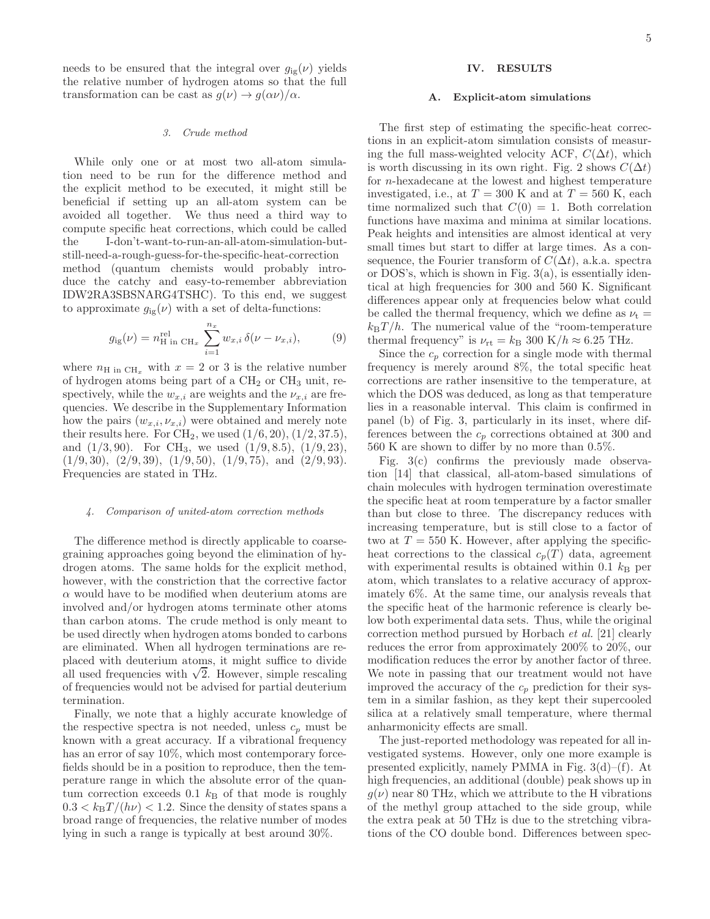needs to be ensured that the integral over $g_{\rm ig}(\nu)$ yields the relative number of hydrogen atoms so that the full transformation can be cast as $g(\nu) \to g(\alpha\nu)/\alpha$.

#### *3. Crude method*

While only one or at most two all-atom simulation need to be run for the difference method and the explicit method to be executed, it might still be beneficial if setting up an all-atom system can be avoided all together. We thus need a third way to compute specific heat corrections, which could be called the I-don't-want-to-run-an-all-atom-simulation-but-still-need-a-rough-guess-for-the-specific-heat-correction method (quantum chemists would probably introduce the catchy and easy-to-remember abbreviation IDW2RA3SBSNARG4TSHC). To this end, we suggest to approximate $g_{\rm ig}(\nu)$ with a set of delta-functions:

$$g_{\rm ig}(\nu) = n^{\rm rel}_{\rm H\ in\ CH_x} \sum_{i=1}^{n_x} w_{x,i}\, \delta(\nu - \nu_{x,i}), \qquad (9)$$

where $n_{\rm H\ in\ CH_x}$ with $x = 2$ or 3 is the relative number of hydrogen atoms being part of a $CH_2$ or $CH_3$ unit, respectively, while the $w_{x,i}$ are weights and the $\nu_{x,i}$ are frequencies. We describe in the Supplementary Information how the pairs $(w_{x,i}, \nu_{x,i})$ were obtained and merely note their results here. For $CH_2$, we used $(1/6, 20)$, $(1/2, 37.5)$, and $(1/3, 90)$. For $CH_3$, we used $(1/9, 8.5)$, $(1/9, 23)$, $(1/9, 30)$, $(2/9, 39)$, $(1/9, 50)$, $(1/9, 75)$, and $(2/9, 93)$. Frequencies are stated in THz.

#### *4. Comparison of united-atom correction methods*

The difference method is directly applicable to coarse-graining approaches going beyond the elimination of hydrogen atoms. The same holds for the explicit method, however, with the constriction that the corrective factor $\alpha$ would have to be modified when deuterium atoms are involved and/or hydrogen atoms terminate other atoms than carbon atoms. The crude method is only meant to be used directly when hydrogen atoms bonded to carbons are eliminated. When all hydrogen terminations are replaced with deuterium atoms, it might suffice to divide all used frequencies with $\sqrt{2}$. However, simple rescaling of frequencies would not be advised for partial deuterium termination.

Finally, we note that a highly accurate knowledge of the respective spectra is not needed, unless $c_p$ must be known with a great accuracy. If a vibrational frequency has an error of say 10%, which most contemporary force-fields should be in a position to reproduce, then the temperature range in which the absolute error of the quantum correction exceeds 0.1 $k_{\rm B}$ of that mode is roughly $0.3 < k_{\rm B}T/(h\nu) < 1.2$. Since the density of states spans a broad range of frequencies, the relative number of modes lying in such a range is typically at best around 30%.

## IV. RESULTS

### A. Explicit-atom simulations

The first step of estimating the specific-heat corrections in an explicit-atom simulation consists of measuring the full mass-weighted velocity ACF, $C(\Delta t)$, which is worth discussing in its own right. Fig. 2 shows $C(\Delta t)$ for *n*-hexadecane at the lowest and highest temperature investigated, i.e., at $T = 300$ K and at $T = 560$ K, each time normalized such that $C(0) = 1$. Both correlation functions have maxima and minima at similar locations. Peak heights and intensities are almost identical at very small times but start to differ at large times. As a consequence, the Fourier transform of $C(\Delta t)$, a.k.a. spectra or DOS's, which is shown in Fig. 3(a), is essentially identical at high frequencies for 300 and 560 K. Significant differences appear only at frequencies below what could be called the thermal frequency, which we define as $\nu_{\rm t} = k_{\rm B}T/h$. The numerical value of the "room-temperature thermal frequency" is $\nu_{\rm rt} = k_{\rm B}\ 300\ {\rm K}/h \approx 6.25$ THz.

Since the $c_p$ correction for a single mode with thermal frequency is merely around 8%, the total specific heat corrections are rather insensitive to the temperature, at which the DOS was deduced, as long as that temperature lies in a reasonable interval. This claim is confirmed in panel (b) of Fig. 3, particularly in its inset, where differences between the $c_p$ corrections obtained at 300 and 560 K are shown to differ by no more than 0.5%.

Fig. 3(c) confirms the previously made observation [14] that classical, all-atom-based simulations of chain molecules with hydrogen termination overestimate the specific heat at room temperature by a factor smaller than but close to three. The discrepancy reduces with increasing temperature, but is still close to a factor of two at $T = 550$ K. However, after applying the specific-heat corrections to the classical $c_p(T)$ data, agreement with experimental results is obtained within 0.1 $k_{\rm B}$ per atom, which translates to a relative accuracy of approximately 6%. At the same time, our analysis reveals that the specific heat of the harmonic reference is clearly below both experimental data sets. Thus, while the original correction method pursued by Horbach *et al.* [21] clearly reduces the error from approximately 200% to 20%, our modification reduces the error by another factor of three. We note in passing that our treatment would not have improved the accuracy of the $c_p$ prediction for their system in a similar fashion, as they kept their supercooled silica at a relatively small temperature, where thermal anharmonicity effects are small.

The just-reported methodology was repeated for all investigated systems. However, only one more example is presented explicitly, namely PMMA in Fig. 3(d)–(f). At high frequencies, an additional (double) peak shows up in $g(\nu)$ near 80 THz, which we attribute to the H vibrations of the methyl group attached to the side group, while the extra peak at 50 THz is due to the stretching vibrations of the CO double bond. Differences between spec-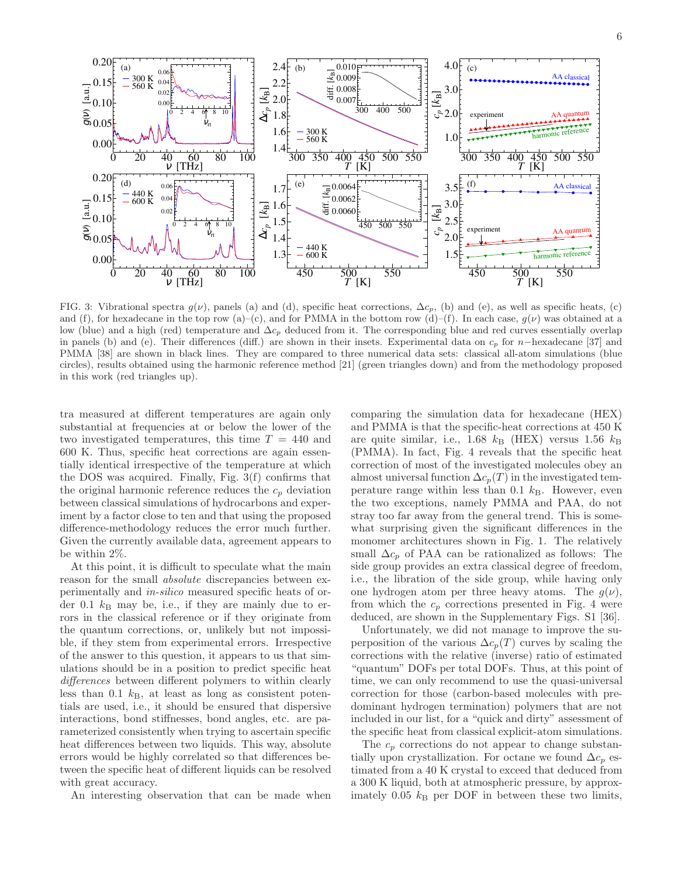FIG. 3: Vibrational spectra $g(\nu)$, panels (a) and (d), specific heat corrections, $\Delta c_p$, (b) and (e), as well as specific heats, (c) and (f), for hexadecane in the top row (a)–(c), and for PMMA in the bottom row (d)–(f). In each case, $g(\nu)$ was obtained at a low (blue) and a high (red) temperature and $\Delta c_p$ deduced from it. The corresponding blue and red curves essentially overlap in panels (b) and (e). Their differences (diff.) are shown in their insets. Experimental data on $c_p$ for $n-$hexadecane [37] and PMMA [38] are shown in black lines. They are compared to three numerical data sets: classical all-atom simulations (blue circles), results obtained using the harmonic reference method [21] (green triangles down) and from the methodology proposed in this work (red triangles up).

tra measured at different temperatures are again only substantial at frequencies at or below the lower of the two investigated temperatures, this time $T = 440$ and 600 K. Thus, specific heat corrections are again essentially identical irrespective of the temperature at which the DOS was acquired. Finally, Fig. 3(f) confirms that the original harmonic reference reduces the $c_p$ deviation between classical simulations of hydrocarbons and experiment by a factor close to ten and that using the proposed difference-methodology reduces the error much further. Given the currently available data, agreement appears to be within 2%.

At this point, it is difficult to speculate what the main reason for the small *absolute* discrepancies between experimentally and *in-silico* measured specific heats of order 0.1 $k_B$ may be, i.e., if they are mainly due to errors in the classical reference or if they originate from the quantum corrections, or, unlikely but not impossible, if they stem from experimental errors. Irrespective of the answer to this question, it appears to us that simulations should be in a position to predict specific heat *differences* between different polymers to within clearly less than 0.1 $k_B$, at least as long as consistent potentials are used, i.e., it should be ensured that dispersive interactions, bond stiffnesses, bond angles, etc. are parameterized consistently when trying to ascertain specific heat differences between two liquids. This way, absolute errors would be highly correlated so that differences between the specific heat of different liquids can be resolved with great accuracy.

An interesting observation that can be made when comparing the simulation data for hexadecane (HEX) and PMMA is that the specific-heat corrections at 450 K are quite similar, i.e., 1.68 $k_B$ (HEX) versus 1.56 $k_B$ (PMMA). In fact, Fig. 4 reveals that the specific heat correction of most of the investigated molecules obey an almost universal function $\Delta c_p(T)$ in the investigated temperature range within less than 0.1 $k_B$. However, even the two exceptions, namely PMMA and PAA, do not stray too far away from the general trend. This is somewhat surprising given the significant differences in the monomer architectures shown in Fig. 1. The relatively small $\Delta c_p$ of PAA can be rationalized as follows: The side group provides an extra classical degree of freedom, i.e., the libration of the side group, while having only one hydrogen atom per three heavy atoms. The $g(\nu)$, from which the $c_p$ corrections presented in Fig. 4 were deduced, are shown in the Supplementary Figs. S1 [36].

Unfortunately, we did not manage to improve the superposition of the various $\Delta c_p(T)$ curves by scaling the corrections with the relative (inverse) ratio of estimated "quantum" DOFs per total DOFs. Thus, at this point of time, we can only recommend to use the quasi-universal correction for those (carbon-based molecules with predominant hydrogen termination) polymers that are not included in our list, for a "quick and dirty" assessment of the specific heat from classical explicit-atom simulations.

The $c_p$ corrections do not appear to change substantially upon crystallization. For octane we found $\Delta c_p$ estimated from a 40 K crystal to exceed that deduced from a 300 K liquid, both at atmospheric pressure, by approximately 0.05 $k_B$ per DOF in between these two limits,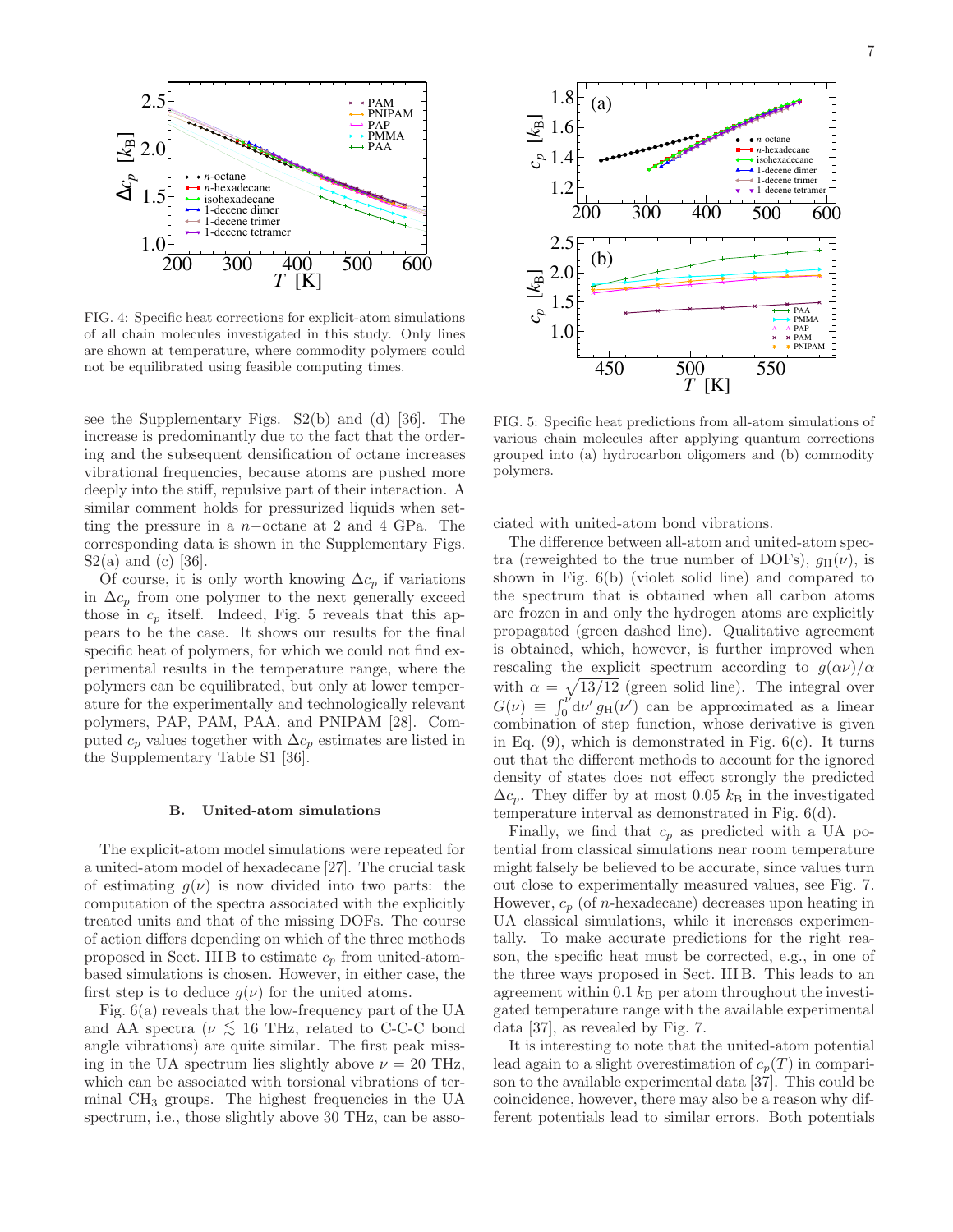FIG. 4: Specific heat corrections for explicit-atom simulations of all chain molecules investigated in this study. Only lines are shown at temperature, where commodity polymers could not be equilibrated using feasible computing times.

FIG. 5: Specific heat predictions from all-atom simulations of various chain molecules after applying quantum corrections grouped into (a) hydrocarbon oligomers and (b) commodity polymers.

see the Supplementary Figs. S2(b) and (d) [36]. The increase is predominantly due to the fact that the ordering and the subsequent densification of octane increases vibrational frequencies, because atoms are pushed more deeply into the stiff, repulsive part of their interaction. A similar comment holds for pressurized liquids when setting the pressure in a $n-$octane at 2 and 4 GPa. The corresponding data is shown in the Supplementary Figs. S2(a) and (c) [36].

Of course, it is only worth knowing $\Delta c_p$ if variations in $\Delta c_p$ from one polymer to the next generally exceed those in $c_p$ itself. Indeed, Fig. 5 reveals that this appears to be the case. It shows our results for the final specific heat of polymers, for which we could not find experimental results in the temperature range, where the polymers can be equilibrated, but only at lower temperature for the experimentally and technologically relevant polymers, PAP, PAM, PAA, and PNIPAM [28]. Computed $c_p$ values together with $\Delta c_p$ estimates are listed in the Supplementary Table S1 [36].

### B. United-atom simulations

The explicit-atom model simulations were repeated for a united-atom model of hexadecane [27]. The crucial task of estimating $g(\nu)$ is now divided into two parts: the computation of the spectra associated with the explicitly treated units and that of the missing DOFs. The course of action differs depending on which of the three methods proposed in Sect. III B to estimate $c_p$ from united-atom-based simulations is chosen. However, in either case, the first step is to deduce $g(\nu)$ for the united atoms.

Fig. 6(a) reveals that the low-frequency part of the UA and AA spectra ($\nu \lesssim 16$ THz, related to C-C-C bond angle vibrations) are quite similar. The first peak missing in the UA spectrum lies slightly above $\nu = 20$ THz, which can be associated with torsional vibrations of terminal $CH_3$ groups. The highest frequencies in the UA spectrum, i.e., those slightly above 30 THz, can be associated with united-atom bond vibrations.

The difference between all-atom and united-atom spectra (reweighted to the true number of DOFs), $g_{\rm H}(\nu)$, is shown in Fig. 6(b) (violet solid line) and compared to the spectrum that is obtained when all carbon atoms are frozen in and only the hydrogen atoms are explicitly propagated (green dashed line). Qualitative agreement is obtained, which, however, is further improved when rescaling the explicit spectrum according to $g(\alpha\nu)/\alpha$ with $\alpha = \sqrt{13/12}$ (green solid line). The integral over $G(\nu) \equiv \int_0^\nu {\rm d}\nu'\, g_{\rm H}(\nu')$ can be approximated as a linear combination of step function, whose derivative is given in Eq. (9), which is demonstrated in Fig. 6(c). It turns out that the different methods to account for the ignored density of states does not effect strongly the predicted $\Delta c_p$. They differ by at most 0.05 $k_{\rm B}$ in the investigated temperature interval as demonstrated in Fig. 6(d).

Finally, we find that $c_p$ as predicted with a UA potential from classical simulations near room temperature might falsely be believed to be accurate, since values turn out close to experimentally measured values, see Fig. 7. However, $c_p$ (of $n$-hexadecane) decreases upon heating in UA classical simulations, while it increases experimentally. To make accurate predictions for the right reason, the specific heat must be corrected, e.g., in one of the three ways proposed in Sect. III B. This leads to an agreement within 0.1 $k_{\rm B}$ per atom throughout the investigated temperature range with the available experimental data [37], as revealed by Fig. 7.

It is interesting to note that the united-atom potential lead again to a slight overestimation of $c_p(T)$ in comparison to the available experimental data [37]. This could be coincidence, however, there may also be a reason why different potentials lead to similar errors. Both potentials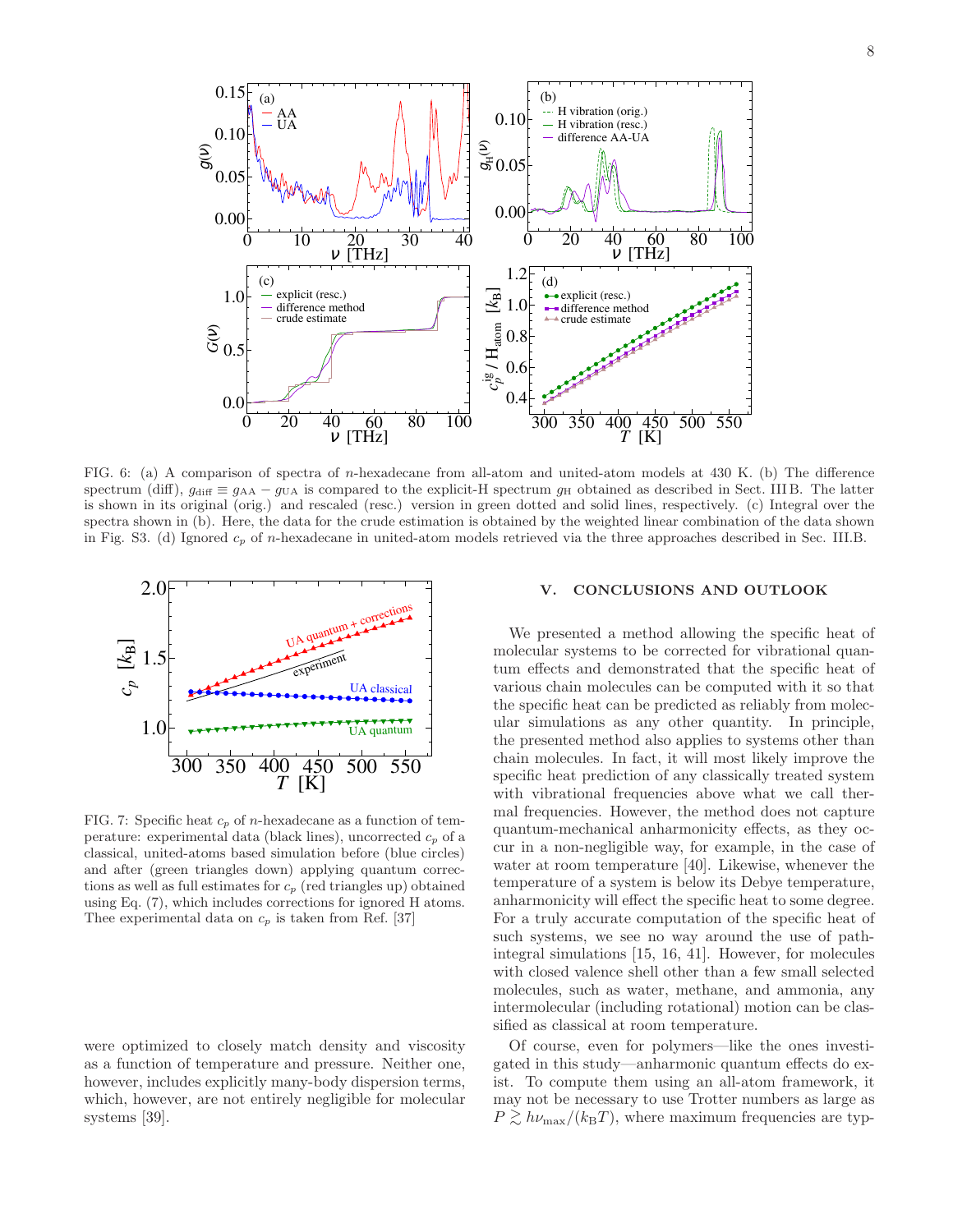FIG. 6: (a) A comparison of spectra of $n$-hexadecane from all-atom and united-atom models at 430 K. (b) The difference spectrum (diff), $g_{\rm diff} \equiv g_{\rm AA} - g_{\rm UA}$ is compared to the explicit-H spectrum $g_{\rm H}$ obtained as described in Sect. III B. The latter is shown in its original (orig.) and rescaled (resc.) version in green dotted and solid lines, respectively. (c) Integral over the spectra shown in (b). Here, the data for the crude estimation is obtained by the weighted linear combination of the data shown in Fig. S3. (d) Ignored $c_p$ of $n$-hexadecane in united-atom models retrieved via the three approaches described in Sec. III.B.

FIG. 7: Specific heat $c_p$ of $n$-hexadecane as a function of temperature: experimental data (black lines), uncorrected $c_p$ of a classical, united-atoms based simulation before (blue circles) and after (green triangles down) applying quantum corrections as well as full estimates for $c_p$ (red triangles up) obtained using Eq. (7), which includes corrections for ignored H atoms. Thee experimental data on $c_p$ is taken from Ref. [37]

were optimized to closely match density and viscosity as a function of temperature and pressure. Neither one, however, includes explicitly many-body dispersion terms, which, however, are not entirely negligible for molecular systems [39].

## V. CONCLUSIONS AND OUTLOOK

We presented a method allowing the specific heat of molecular systems to be corrected for vibrational quantum effects and demonstrated that the specific heat of various chain molecules can be computed with it so that the specific heat can be predicted as reliably from molecular simulations as any other quantity. In principle, the presented method also applies to systems other than chain molecules. In fact, it will most likely improve the specific heat prediction of any classically treated system with vibrational frequencies above what we call thermal frequencies. However, the method does not capture quantum-mechanical anharmonicity effects, as they occur in a non-negligible way, for example, in the case of water at room temperature [40]. Likewise, whenever the temperature of a system is below its Debye temperature, anharmonicity will effect the specific heat to some degree. For a truly accurate computation of the specific heat of such systems, we see no way around the use of path-integral simulations [15, 16, 41]. However, for molecules with closed valence shell other than a few small selected molecules, such as water, methane, and ammonia, any intermolecular (including rotational) motion can be classified as classical at room temperature.

Of course, even for polymers—like the ones investigated in this study—anharmonic quantum effects do exist. To compute them using an all-atom framework, it may not be necessary to use Trotter numbers as large as $P \gtrsim h\nu_{\rm max}/(k_{\rm B}T)$, where maximum frequencies are typ-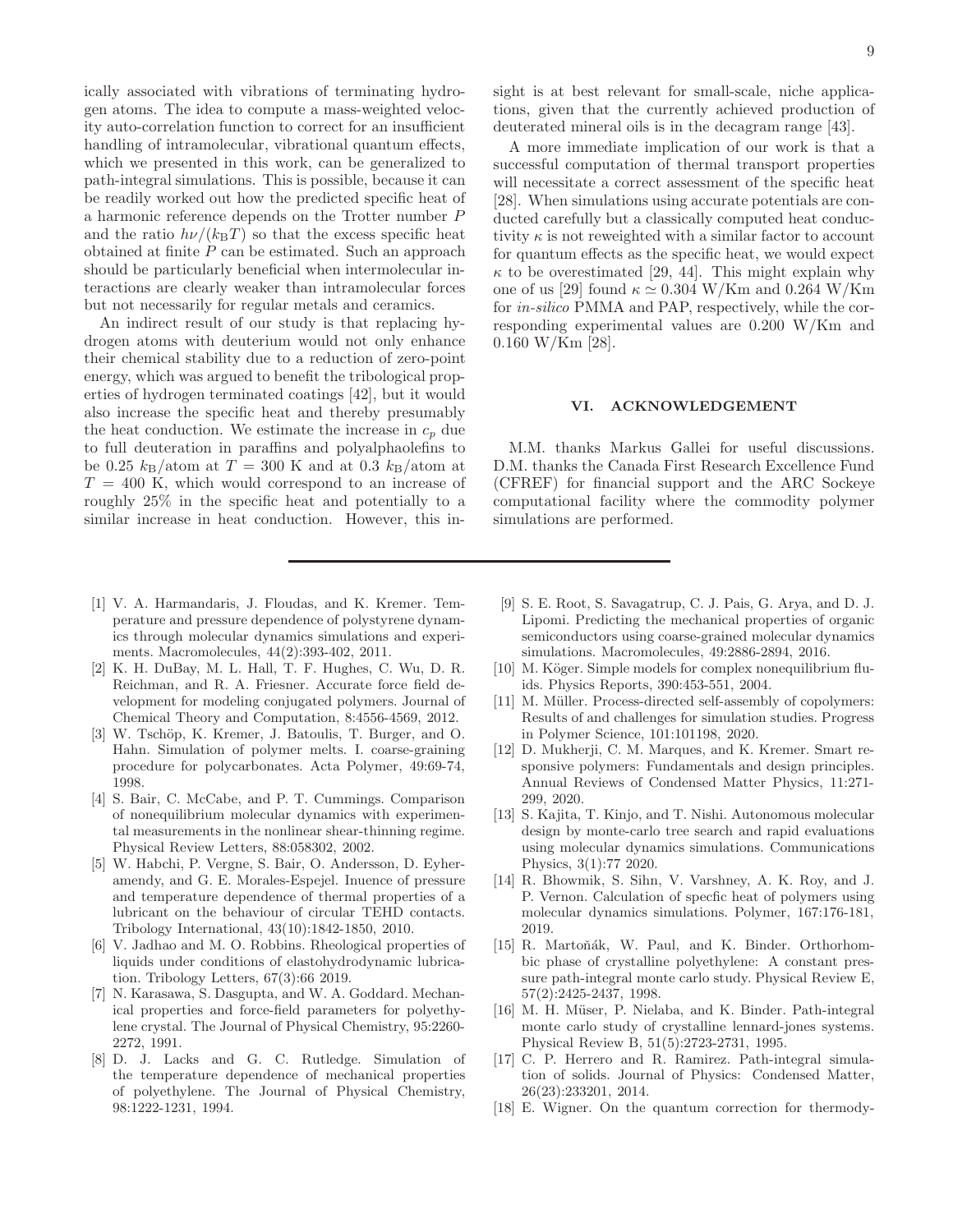ically associated with vibrations of terminating hydrogen atoms. The idea to compute a mass-weighted velocity auto-correlation function to correct for an insufficient handling of intramolecular, vibrational quantum effects, which we presented in this work, can be generalized to path-integral simulations. This is possible, because it can be readily worked out how the predicted specific heat of a harmonic reference depends on the Trotter number $P$ and the ratio $h\nu/(k_B T)$ so that the excess specific heat obtained at finite $P$ can be estimated. Such an approach should be particularly beneficial when intermolecular interactions are clearly weaker than intramolecular forces but not necessarily for regular metals and ceramics.

An indirect result of our study is that replacing hydrogen atoms with deuterium would not only enhance their chemical stability due to a reduction of zero-point energy, which was argued to benefit the tribological properties of hydrogen terminated coatings [42], but it would also increase the specific heat and thereby presumably the heat conduction. We estimate the increase in $c_p$ due to full deuteration in paraffins and polyalphaolefins to be 0.25 $k_B$/atom at $T = 300$ K and at 0.3 $k_B$/atom at $T = 400$ K, which would correspond to an increase of roughly 25% in the specific heat and potentially to a similar increase in heat conduction. However, this insight is at best relevant for small-scale, niche applications, given that the currently achieved production of deuterated mineral oils is in the decagram range [43].

A more immediate implication of our work is that a successful computation of thermal transport properties will necessitate a correct assessment of the specific heat [28]. When simulations using accurate potentials are conducted carefully but a classically computed heat conductivity $\kappa$ is not reweighted with a similar factor to account for quantum effects as the specific heat, we would expect $\kappa$ to be overestimated [29, 44]. This might explain why one of us [29] found $\kappa \simeq 0.304$ W/Km and 0.264 W/Km for *in-silico* PMMA and PAP, respectively, while the corresponding experimental values are 0.200 W/Km and 0.160 W/Km [28].

## VI. ACKNOWLEDGEMENT

M.M. thanks Markus Gallei for useful discussions. D.M. thanks the Canada First Research Excellence Fund (CFREF) for financial support and the ARC Sockeye computational facility where the commodity polymer simulations are performed.

---

[1] V. A. Harmandaris, J. Floudas, and K. Kremer. Temperature and pressure dependence of polystyrene dynamics through molecular dynamics simulations and experiments. Macromolecules, 44(2):393-402, 2011.

[2] K. H. DuBay, M. L. Hall, T. F. Hughes, C. Wu, D. R. Reichman, and R. A. Friesner. Accurate force field development for modeling conjugated polymers. Journal of Chemical Theory and Computation, 8:4556-4569, 2012.

[3] W. Tschöp, K. Kremer, J. Batoulis, T. Burger, and O. Hahn. Simulation of polymer melts. I. coarse-graining procedure for polycarbonates. Acta Polymer, 49:69-74, 1998.

[4] S. Bair, C. McCabe, and P. T. Cummings. Comparison of nonequilibrium molecular dynamics with experimental measurements in the nonlinear shear-thinning regime. Physical Review Letters, 88:058302, 2002.

[5] W. Habchi, P. Vergne, S. Bair, O. Andersson, D. Eyheramendy, and G. E. Morales-Espejel. Inuence of pressure and temperature dependence of thermal properties of a lubricant on the behaviour of circular TEHD contacts. Tribology International, 43(10):1842-1850, 2010.

[6] V. Jadhao and M. O. Robbins. Rheological properties of liquids under conditions of elastohydrodynamic lubrication. Tribology Letters, 67(3):66 2019.

[7] N. Karasawa, S. Dasgupta, and W. A. Goddard. Mechanical properties and force-field parameters for polyethylene crystal. The Journal of Physical Chemistry, 95:2260-2272, 1991.

[8] D. J. Lacks and G. C. Rutledge. Simulation of the temperature dependence of mechanical properties of polyethylene. The Journal of Physical Chemistry, 98:1222-1231, 1994.

[9] S. E. Root, S. Savagatrup, C. J. Pais, G. Arya, and D. J. Lipomi. Predicting the mechanical properties of organic semiconductors using coarse-grained molecular dynamics simulations. Macromolecules, 49:2886-2894, 2016.

[10] M. Köger. Simple models for complex nonequilibrium fluids. Physics Reports, 390:453-551, 2004.

[11] M. Müller. Process-directed self-assembly of copolymers: Results of and challenges for simulation studies. Progress in Polymer Science, 101:101198, 2020.

[12] D. Mukherji, C. M. Marques, and K. Kremer. Smart responsive polymers: Fundamentals and design principles. Annual Reviews of Condensed Matter Physics, 11:271-299, 2020.

[13] S. Kajita, T. Kinjo, and T. Nishi. Autonomous molecular design by monte-carlo tree search and rapid evaluations using molecular dynamics simulations. Communications Physics, 3(1):77 2020.

[14] R. Bhowmik, S. Sihn, V. Varshney, A. K. Roy, and J. P. Vernon. Calculation of specfic heat of polymers using molecular dynamics simulations. Polymer, 167:176-181, 2019.

[15] R. Martoňák, W. Paul, and K. Binder. Orthorhombic phase of crystalline polyethylene: A constant pressure path-integral monte carlo study. Physical Review E, 57(2):2425-2437, 1998.

[16] M. H. Müser, P. Nielaba, and K. Binder. Path-integral monte carlo study of crystalline lennard-jones systems. Physical Review B, 51(5):2723-2731, 1995.

[17] C. P. Herrero and R. Ramirez. Path-integral simulation of solids. Journal of Physics: Condensed Matter, 26(23):233201, 2014.

[18] E. Wigner. On the quantum correction for thermody-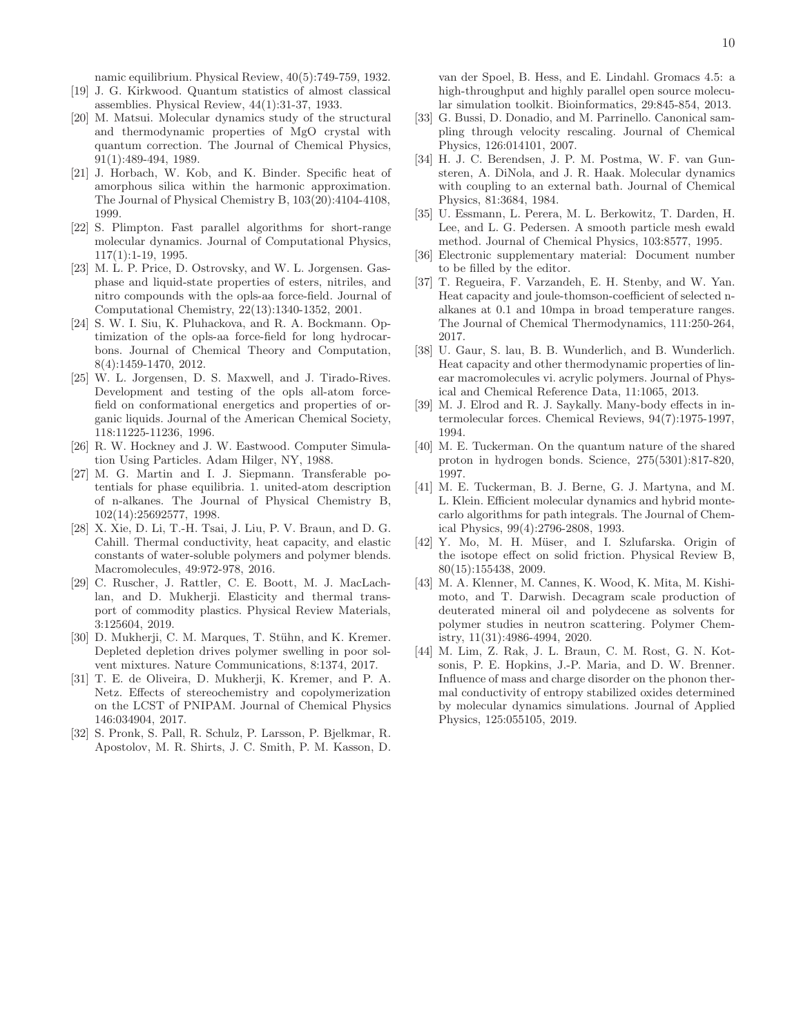namic equilibrium. Physical Review, 40(5):749-759, 1932.

[19] J. G. Kirkwood. Quantum statistics of almost classical assemblies. Physical Review, 44(1):31-37, 1933.

[20] M. Matsui. Molecular dynamics study of the structural and thermodynamic properties of MgO crystal with quantum correction. The Journal of Chemical Physics, 91(1):489-494, 1989.

[21] J. Horbach, W. Kob, and K. Binder. Specific heat of amorphous silica within the harmonic approximation. The Journal of Physical Chemistry B, 103(20):4104-4108, 1999.

[22] S. Plimpton. Fast parallel algorithms for short-range molecular dynamics. Journal of Computational Physics, 117(1):1-19, 1995.

[23] M. L. P. Price, D. Ostrovsky, and W. L. Jorgensen. Gas-phase and liquid-state properties of esters, nitriles, and nitro compounds with the opls-aa force-field. Journal of Computational Chemistry, 22(13):1340-1352, 2001.

[24] S. W. I. Siu, K. Pluhackova, and R. A. Bockmann. Optimization of the opls-aa force-field for long hydrocarbons. Journal of Chemical Theory and Computation, 8(4):1459-1470, 2012.

[25] W. L. Jorgensen, D. S. Maxwell, and J. Tirado-Rives. Development and testing of the opls all-atom forcefield on conformational energetics and properties of organic liquids. Journal of the American Chemical Society, 118:11225-11236, 1996.

[26] R. W. Hockney and J. W. Eastwood. Computer Simulation Using Particles. Adam Hilger, NY, 1988.

[27] M. G. Martin and I. J. Siepmann. Transferable potentials for phase equilibria. 1. united-atom description of n-alkanes. The Journal of Physical Chemistry B, 102(14):25692577, 1998.

[28] X. Xie, D. Li, T.-H. Tsai, J. Liu, P. V. Braun, and D. G. Cahill. Thermal conductivity, heat capacity, and elastic constants of water-soluble polymers and polymer blends. Macromolecules, 49:972-978, 2016.

[29] C. Ruscher, J. Rattler, C. E. Boott, M. J. MacLachlan, and D. Mukherji. Elasticity and thermal transport of commodity plastics. Physical Review Materials, 3:125604, 2019.

[30] D. Mukherji, C. M. Marques, T. Stühn, and K. Kremer. Depleted depletion drives polymer swelling in poor solvent mixtures. Nature Communications, 8:1374, 2017.

[31] T. E. de Oliveira, D. Mukherji, K. Kremer, and P. A. Netz. Effects of stereochemistry and copolymerization on the LCST of PNIPAM. Journal of Chemical Physics 146:034904, 2017.

[32] S. Pronk, S. Pall, R. Schulz, P. Larsson, P. Bjelkmar, R. Apostolov, M. R. Shirts, J. C. Smith, P. M. Kasson, D. van der Spoel, B. Hess, and E. Lindahl. Gromacs 4.5: a high-throughput and highly parallel open source molecular simulation toolkit. Bioinformatics, 29:845-854, 2013.

[33] G. Bussi, D. Donadio, and M. Parrinello. Canonical sampling through velocity rescaling. Journal of Chemical Physics, 126:014101, 2007.

[34] H. J. C. Berendsen, J. P. M. Postma, W. F. van Gunsteren, A. DiNola, and J. R. Haak. Molecular dynamics with coupling to an external bath. Journal of Chemical Physics, 81:3684, 1984.

[35] U. Essmann, L. Perera, M. L. Berkowitz, T. Darden, H. Lee, and L. G. Pedersen. A smooth particle mesh ewald method. Journal of Chemical Physics, 103:8577, 1995.

[36] Electronic supplementary material: Document number to be filled by the editor.

[37] T. Regueira, F. Varzandeh, E. H. Stenby, and W. Yan. Heat capacity and joule-thomson-coefficient of selected n-alkanes at 0.1 and 10mpa in broad temperature ranges. The Journal of Chemical Thermodynamics, 111:250-264, 2017.

[38] U. Gaur, S. lau, B. B. Wunderlich, and B. Wunderlich. Heat capacity and other thermodynamic properties of linear macromolecules vi. acrylic polymers. Journal of Physical and Chemical Reference Data, 11:1065, 2013.

[39] M. J. Elrod and R. J. Saykally. Many-body effects in intermolecular forces. Chemical Reviews, 94(7):1975-1997, 1994.

[40] M. E. Tuckerman. On the quantum nature of the shared proton in hydrogen bonds. Science, 275(5301):817-820, 1997.

[41] M. E. Tuckerman, B. J. Berne, G. J. Martyna, and M. L. Klein. Efficient molecular dynamics and hybrid montecarlo algorithms for path integrals. The Journal of Chemical Physics, 99(4):2796-2808, 1993.

[42] Y. Mo, M. H. Müser, and I. Szlufarska. Origin of the isotope effect on solid friction. Physical Review B, 80(15):155438, 2009.

[43] M. A. Klenner, M. Cannes, K. Wood, K. Mita, M. Kishimoto, and T. Darwish. Decagram scale production of deuterated mineral oil and polydecene as solvents for polymer studies in neutron scattering. Polymer Chemistry, 11(31):4986-4994, 2020.

[44] M. Lim, Z. Rak, J. L. Braun, C. M. Rost, G. N. Kotsonis, P. E. Hopkins, J.-P. Maria, and D. W. Brenner. Influence of mass and charge disorder on the phonon thermal conductivity of entropy stabilized oxides determined by molecular dynamics simulations. Journal of Applied Physics, 125:055105, 2019.